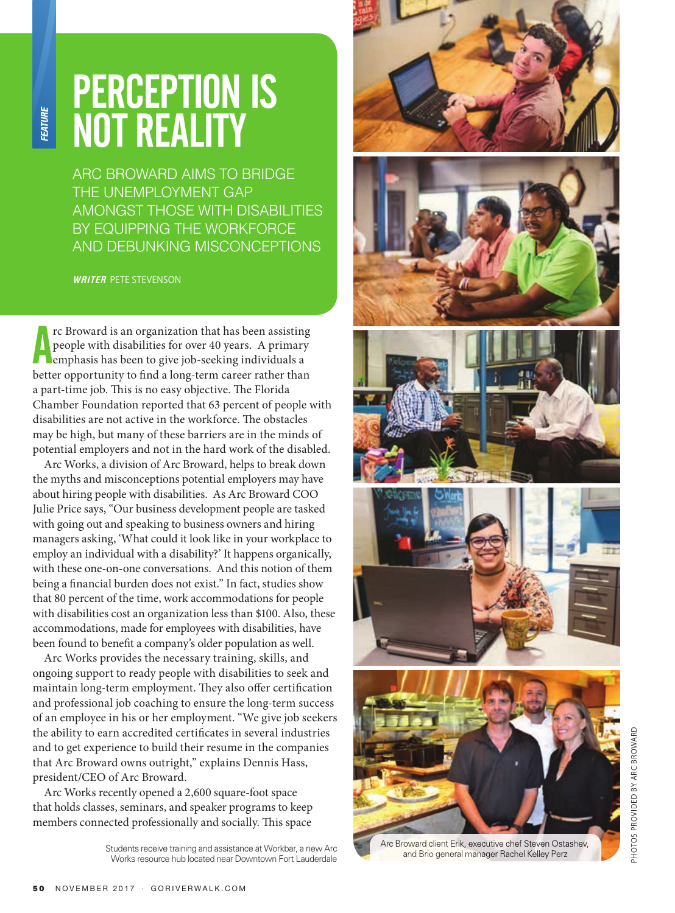FEATURE

# PERCEPTION IS NOT REALITY

## ARC BROWARD AIMS TO BRIDGE THE UNEMPLOYMENT GAP AMONGST THOSE WITH DISABILITIES BY EQUIPPING THE WORKFORCE AND DEBUNKING MISCONCEPTIONS

***WRITER*** PETE STEVENSON

Arc Broward is an organization that has been assisting people with disabilities for over 40 years. A primary emphasis has been to give job-seeking individuals a better opportunity to find a long-term career rather than a part-time job. This is no easy objective. The Florida Chamber Foundation reported that 63 percent of people with disabilities are not active in the workforce. The obstacles may be high, but many of these barriers are in the minds of potential employers and not in the hard work of the disabled.

Arc Works, a division of Arc Broward, helps to break down the myths and misconceptions potential employers may have about hiring people with disabilities. As Arc Broward COO Julie Price says, "Our business development people are tasked with going out and speaking to business owners and hiring managers asking, 'What could it look like in your workplace to employ an individual with a disability?' It happens organically, with these one-on-one conversations. And this notion of them being a financial burden does not exist." In fact, studies show that 80 percent of the time, work accommodations for people with disabilities cost an organization less than $100. Also, these accommodations, made for employees with disabilities, have been found to benefit a company's older population as well.

Arc Works provides the necessary training, skills, and ongoing support to ready people with disabilities to seek and maintain long-term employment. They also offer certification and professional job coaching to ensure the long-term success of an employee in his or her employment. "We give job seekers the ability to earn accredited certificates in several industries and to get experience to build their resume in the companies that Arc Broward owns outright," explains Dennis Hass, president/CEO of Arc Broward.

Arc Works recently opened a 2,600 square-foot space that holds classes, seminars, and speaker programs to keep members connected professionally and socially. This space

Students receive training and assistance at Workbar, a new Arc Works resource hub located near Downtown Fort Lauderdale

Arc Broward client Erik, executive chef Steven Ostashev, and Brio general manager Rachel Kelley Perz

PHOTOS PROVIDED BY ARC BROWARD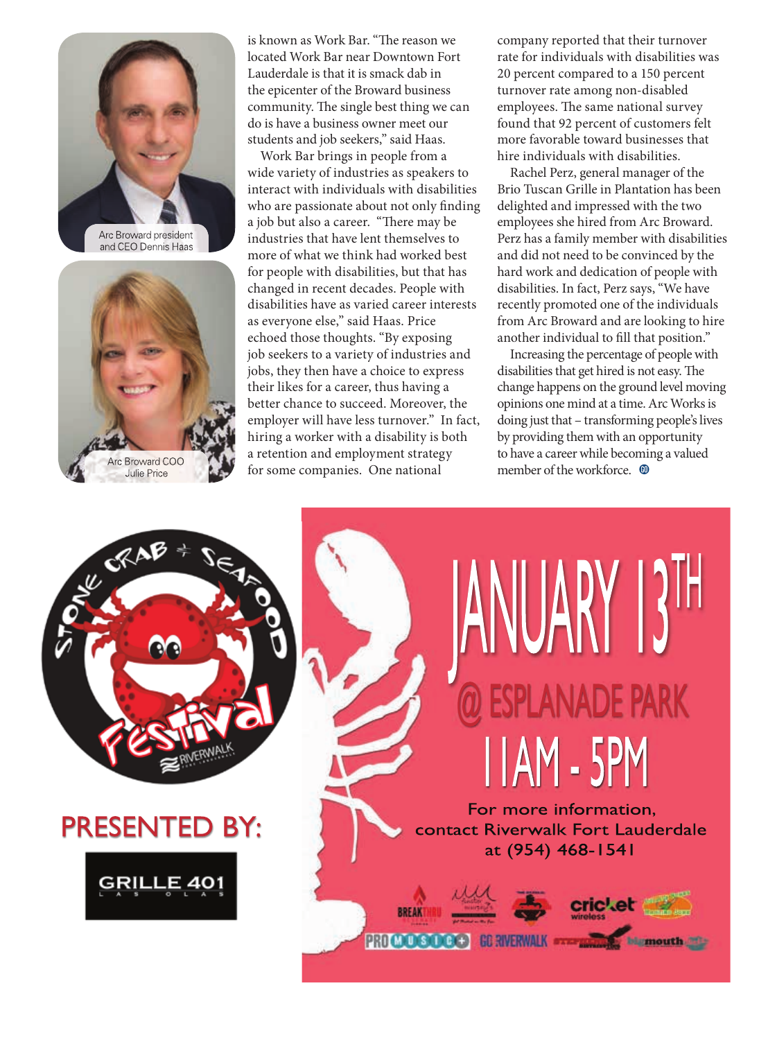Arc Broward president and CEO Dennis Haas

Arc Broward COO Julie Price

is known as Work Bar. "The reason we located Work Bar near Downtown Fort Lauderdale is that it is smack dab in the epicenter of the Broward business community. The single best thing we can do is have a business owner meet our students and job seekers," said Haas.

Work Bar brings in people from a wide variety of industries as speakers to interact with individuals with disabilities who are passionate about not only finding a job but also a career. "There may be industries that have lent themselves to more of what we think had worked best for people with disabilities, but that has changed in recent decades. People with disabilities have as varied career interests as everyone else," said Haas. Price echoed those thoughts. "By exposing job seekers to a variety of industries and jobs, they then have a choice to express their likes for a career, thus having a better chance to succeed. Moreover, the employer will have less turnover." In fact, hiring a worker with a disability is both a retention and employment strategy for some companies. One national company reported that their turnover rate for individuals with disabilities was 20 percent compared to a 150 percent turnover rate among non-disabled employees. The same national survey found that 92 percent of customers felt more favorable toward businesses that hire individuals with disabilities.

Rachel Perz, general manager of the Brio Tuscan Grille in Plantation has been delighted and impressed with the two employees she hired from Arc Broward. Perz has a family member with disabilities and did not need to be convinced by the hard work and dedication of people with disabilities. In fact, Perz says, "We have recently promoted one of the individuals from Arc Broward and are looking to hire another individual to fill that position."

Increasing the percentage of people with disabilities that get hired is not easy. The change happens on the ground level moving opinions one mind at a time. Arc Works is doing just that – transforming people's lives by providing them with an opportunity to have a career while becoming a valued member of the workforce.

Stone Crab + Seafood Festival

Riverwalk

JANUARY 13TH

@ ESPLANADE PARK

11AM - 5PM

PRESENTED BY:

GRILLE 401 LAS OLAS

For more information, contact Riverwalk Fort Lauderdale at (954) 468-1541